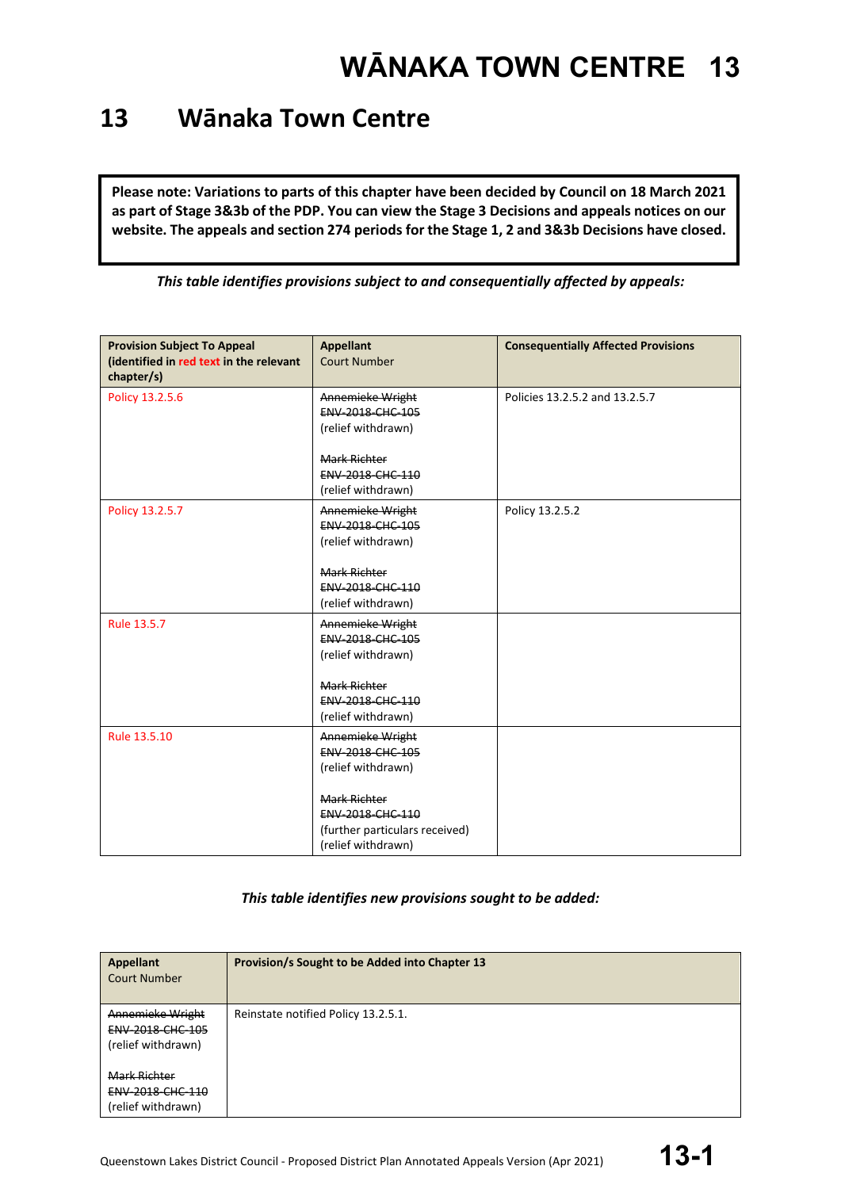# 13 Wānaka Town Centre

**Please note: Variations to parts of this chapter have been decided by Council on 18 March 2021 as part of Stage 3&3b of the PDP. You can view the Stage 3 Decisions and appeals notices on our website. The appeals and section 274 periods for the Stage 1, 2 and 3&3b Decisions have closed.**

***This table identifies provisions subject to and consequentially affected by appeals:***

| **Provision Subject To Appeal (identified in red text in the relevant chapter/s)** | **Appellant** Court Number | **Consequentially Affected Provisions** |
|---|---|---|
| Policy 13.2.5.6 | ~~Annemieke Wright~~ ~~ENV-2018-CHC-105~~ (relief withdrawn)<br><br>~~Mark Richter~~ ~~ENV-2018-CHC-110~~ (relief withdrawn) | Policies 13.2.5.2 and 13.2.5.7 |
| Policy 13.2.5.7 | ~~Annemieke Wright~~ ~~ENV-2018-CHC-105~~ (relief withdrawn)<br><br>~~Mark Richter~~ ~~ENV-2018-CHC-110~~ (relief withdrawn) | Policy 13.2.5.2 |
| Rule 13.5.7 | ~~Annemieke Wright~~ ~~ENV-2018-CHC-105~~ (relief withdrawn)<br><br>~~Mark Richter~~ ~~ENV-2018-CHC-110~~ (relief withdrawn) | |
| Rule 13.5.10 | ~~Annemieke Wright~~ ~~ENV-2018-CHC-105~~ (relief withdrawn)<br><br>~~Mark Richter~~ ~~ENV-2018-CHC-110~~ (further particulars received) (relief withdrawn) | |

***This table identifies new provisions sought to be added:***

| **Appellant** Court Number | **Provision/s Sought to be Added into Chapter 13** |
|---|---|
| ~~Annemieke Wright~~ ~~ENV-2018-CHC-105~~ (relief withdrawn)<br><br>~~Mark Richter~~ ~~ENV-2018-CHC-110~~ (relief withdrawn) | Reinstate notified Policy 13.2.5.1. |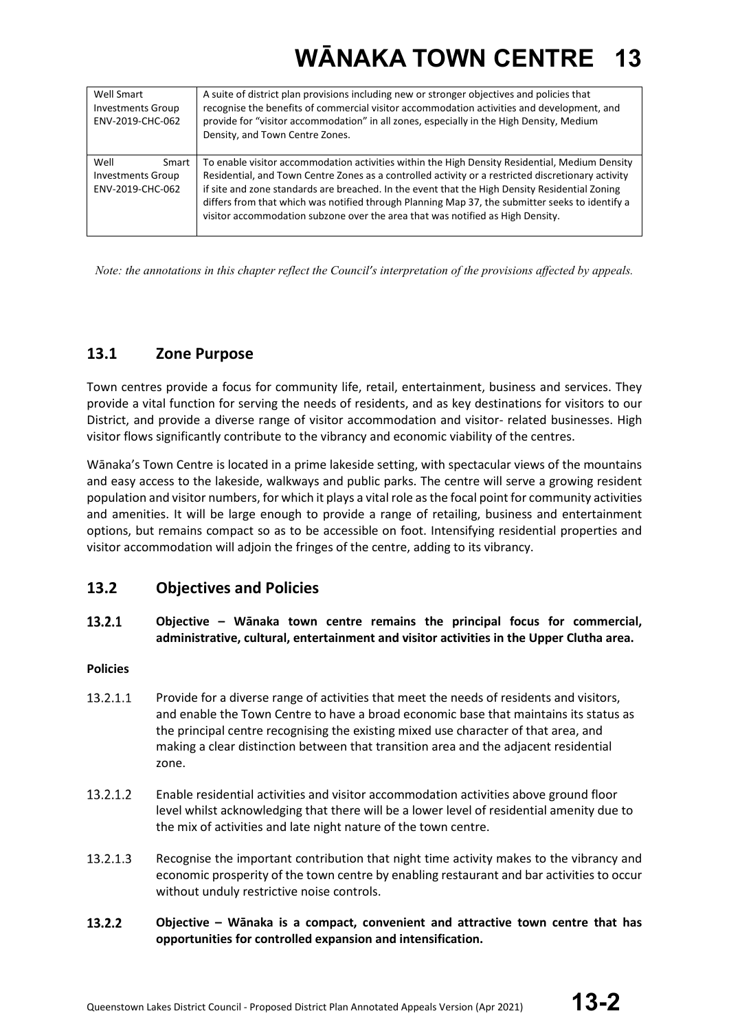| Well Smart Investments Group ENV-2019-CHC-062 | A suite of district plan provisions including new or stronger objectives and policies that recognise the benefits of commercial visitor accommodation activities and development, and provide for "visitor accommodation" in all zones, especially in the High Density, Medium Density, and Town Centre Zones. |
|---|---|
| Well Smart Investments Group ENV-2019-CHC-062 | To enable visitor accommodation activities within the High Density Residential, Medium Density Residential, and Town Centre Zones as a controlled activity or a restricted discretionary activity if site and zone standards are breached. In the event that the High Density Residential Zoning differs from that which was notified through Planning Map 37, the submitter seeks to identify a visitor accommodation subzone over the area that was notified as High Density. |

*Note: the annotations in this chapter reflect the Council's interpretation of the provisions affected by appeals.*

## 13.1 Zone Purpose

Town centres provide a focus for community life, retail, entertainment, business and services. They provide a vital function for serving the needs of residents, and as key destinations for visitors to our District, and provide a diverse range of visitor accommodation and visitor- related businesses. High visitor flows significantly contribute to the vibrancy and economic viability of the centres.

Wānaka's Town Centre is located in a prime lakeside setting, with spectacular views of the mountains and easy access to the lakeside, walkways and public parks. The centre will serve a growing resident population and visitor numbers, for which it plays a vital role as the focal point for community activities and amenities. It will be large enough to provide a range of retailing, business and entertainment options, but remains compact so as to be accessible on foot. Intensifying residential properties and visitor accommodation will adjoin the fringes of the centre, adding to its vibrancy.

## 13.2 Objectives and Policies

**13.2.1 Objective – Wānaka town centre remains the principal focus for commercial, administrative, cultural, entertainment and visitor activities in the Upper Clutha area.**

**Policies**

13.2.1.1 Provide for a diverse range of activities that meet the needs of residents and visitors, and enable the Town Centre to have a broad economic base that maintains its status as the principal centre recognising the existing mixed use character of that area, and making a clear distinction between that transition area and the adjacent residential zone.

13.2.1.2 Enable residential activities and visitor accommodation activities above ground floor level whilst acknowledging that there will be a lower level of residential amenity due to the mix of activities and late night nature of the town centre.

13.2.1.3 Recognise the important contribution that night time activity makes to the vibrancy and economic prosperity of the town centre by enabling restaurant and bar activities to occur without unduly restrictive noise controls.

**13.2.2 Objective – Wānaka is a compact, convenient and attractive town centre that has opportunities for controlled expansion and intensification.**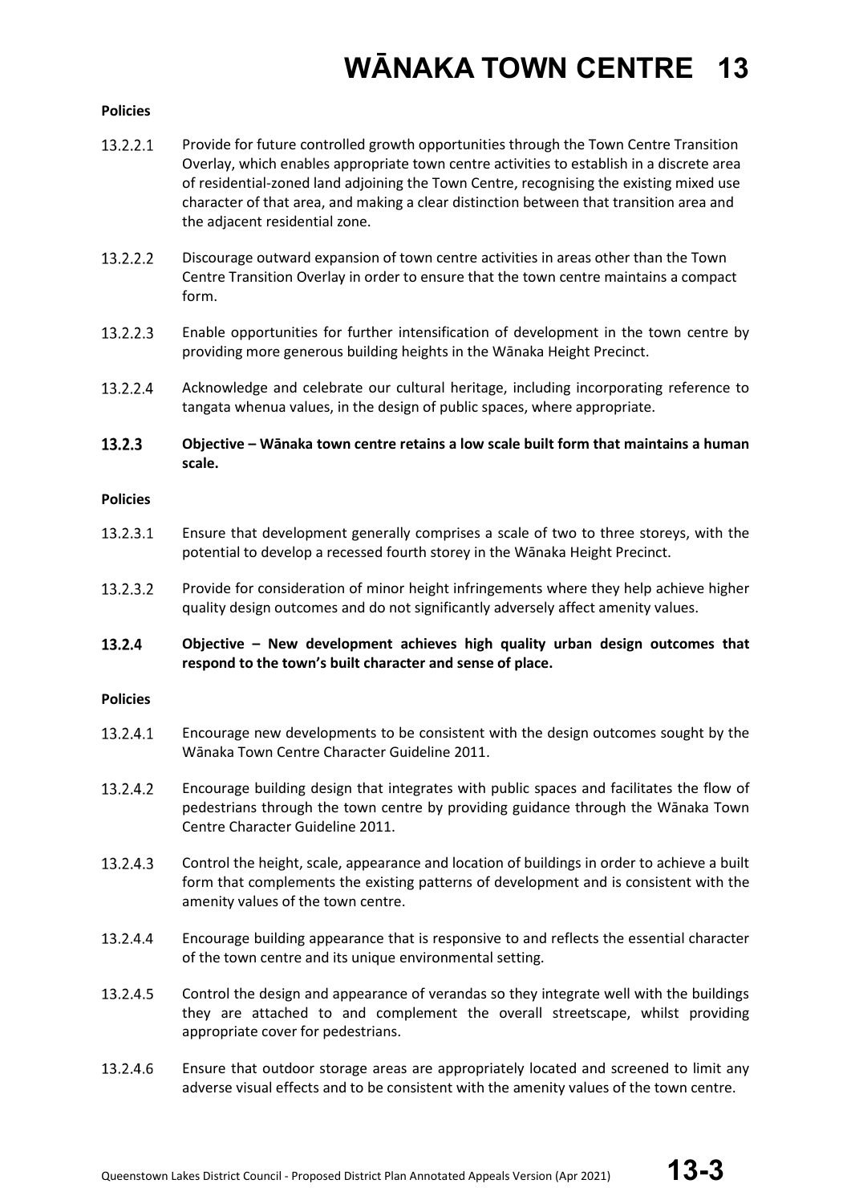**Policies**

13.2.2.1 Provide for future controlled growth opportunities through the Town Centre Transition Overlay, which enables appropriate town centre activities to establish in a discrete area of residential-zoned land adjoining the Town Centre, recognising the existing mixed use character of that area, and making a clear distinction between that transition area and the adjacent residential zone.

13.2.2.2 Discourage outward expansion of town centre activities in areas other than the Town Centre Transition Overlay in order to ensure that the town centre maintains a compact form.

13.2.2.3 Enable opportunities for further intensification of development in the town centre by providing more generous building heights in the Wānaka Height Precinct.

13.2.2.4 Acknowledge and celebrate our cultural heritage, including incorporating reference to tangata whenua values, in the design of public spaces, where appropriate.

### 13.2.3 Objective – Wānaka town centre retains a low scale built form that maintains a human scale.

**Policies**

13.2.3.1 Ensure that development generally comprises a scale of two to three storeys, with the potential to develop a recessed fourth storey in the Wānaka Height Precinct.

13.2.3.2 Provide for consideration of minor height infringements where they help achieve higher quality design outcomes and do not significantly adversely affect amenity values.

### 13.2.4 Objective – New development achieves high quality urban design outcomes that respond to the town's built character and sense of place.

**Policies**

13.2.4.1 Encourage new developments to be consistent with the design outcomes sought by the Wānaka Town Centre Character Guideline 2011.

13.2.4.2 Encourage building design that integrates with public spaces and facilitates the flow of pedestrians through the town centre by providing guidance through the Wānaka Town Centre Character Guideline 2011.

13.2.4.3 Control the height, scale, appearance and location of buildings in order to achieve a built form that complements the existing patterns of development and is consistent with the amenity values of the town centre.

13.2.4.4 Encourage building appearance that is responsive to and reflects the essential character of the town centre and its unique environmental setting.

13.2.4.5 Control the design and appearance of verandas so they integrate well with the buildings they are attached to and complement the overall streetscape, whilst providing appropriate cover for pedestrians.

13.2.4.6 Ensure that outdoor storage areas are appropriately located and screened to limit any adverse visual effects and to be consistent with the amenity values of the town centre.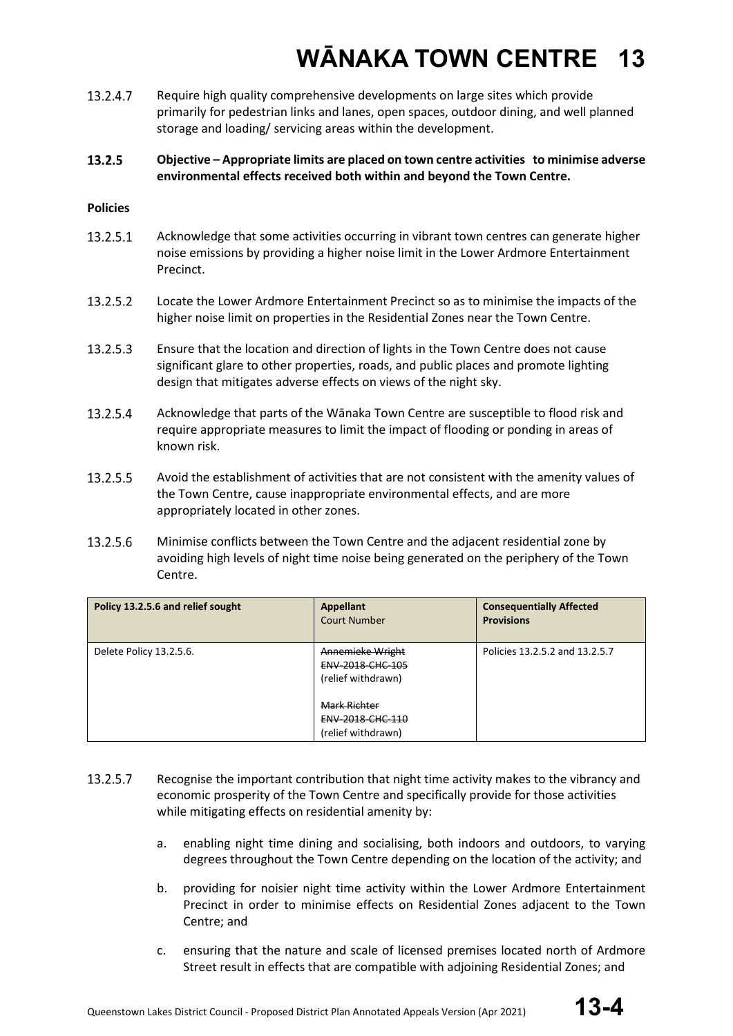13.2.4.7 Require high quality comprehensive developments on large sites which provide primarily for pedestrian links and lanes, open spaces, outdoor dining, and well planned storage and loading/ servicing areas within the development.

**13.2.5 Objective – Appropriate limits are placed on town centre activities to minimise adverse environmental effects received both within and beyond the Town Centre.**

**Policies**

13.2.5.1 Acknowledge that some activities occurring in vibrant town centres can generate higher noise emissions by providing a higher noise limit in the Lower Ardmore Entertainment Precinct.

13.2.5.2 Locate the Lower Ardmore Entertainment Precinct so as to minimise the impacts of the higher noise limit on properties in the Residential Zones near the Town Centre.

13.2.5.3 Ensure that the location and direction of lights in the Town Centre does not cause significant glare to other properties, roads, and public places and promote lighting design that mitigates adverse effects on views of the night sky.

13.2.5.4 Acknowledge that parts of the Wānaka Town Centre are susceptible to flood risk and require appropriate measures to limit the impact of flooding or ponding in areas of known risk.

13.2.5.5 Avoid the establishment of activities that are not consistent with the amenity values of the Town Centre, cause inappropriate environmental effects, and are more appropriately located in other zones.

13.2.5.6 Minimise conflicts between the Town Centre and the adjacent residential zone by avoiding high levels of night time noise being generated on the periphery of the Town Centre.

| Policy 13.2.5.6 and relief sought | Appellant<br>Court Number | Consequentially Affected Provisions |
|---|---|---|
| Delete Policy 13.2.5.6. | ~~Annemieke Wright~~<br>~~ENV-2018-CHC-105~~<br>(relief withdrawn)<br><br>~~Mark Richter~~<br>~~ENV-2018-CHC-110~~<br>(relief withdrawn) | Policies 13.2.5.2 and 13.2.5.7 |

13.2.5.7 Recognise the important contribution that night time activity makes to the vibrancy and economic prosperity of the Town Centre and specifically provide for those activities while mitigating effects on residential amenity by:

a. enabling night time dining and socialising, both indoors and outdoors, to varying degrees throughout the Town Centre depending on the location of the activity; and

b. providing for noisier night time activity within the Lower Ardmore Entertainment Precinct in order to minimise effects on Residential Zones adjacent to the Town Centre; and

c. ensuring that the nature and scale of licensed premises located north of Ardmore Street result in effects that are compatible with adjoining Residential Zones; and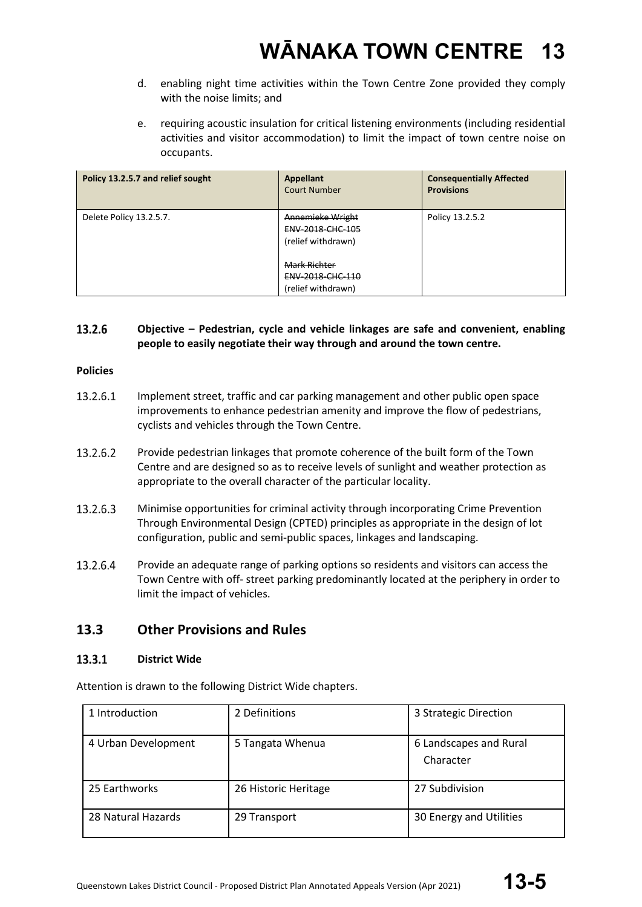d. enabling night time activities within the Town Centre Zone provided they comply with the noise limits; and

e. requiring acoustic insulation for critical listening environments (including residential activities and visitor accommodation) to limit the impact of town centre noise on occupants.

| Policy 13.2.5.7 and relief sought | Appellant<br>Court Number | Consequentially Affected Provisions |
|---|---|---|
| Delete Policy 13.2.5.7. | ~~Annemieke Wright~~<br>~~ENV-2018-CHC-105~~<br>(relief withdrawn)<br><br>~~Mark Richter~~<br>~~ENV-2018-CHC-110~~<br>(relief withdrawn) | Policy 13.2.5.2 |

### 13.2.6 Objective – Pedestrian, cycle and vehicle linkages are safe and convenient, enabling people to easily negotiate their way through and around the town centre.

**Policies**

13.2.6.1 Implement street, traffic and car parking management and other public open space improvements to enhance pedestrian amenity and improve the flow of pedestrians, cyclists and vehicles through the Town Centre.

13.2.6.2 Provide pedestrian linkages that promote coherence of the built form of the Town Centre and are designed so as to receive levels of sunlight and weather protection as appropriate to the overall character of the particular locality.

13.2.6.3 Minimise opportunities for criminal activity through incorporating Crime Prevention Through Environmental Design (CPTED) principles as appropriate in the design of lot configuration, public and semi-public spaces, linkages and landscaping.

13.2.6.4 Provide an adequate range of parking options so residents and visitors can access the Town Centre with off- street parking predominantly located at the periphery in order to limit the impact of vehicles.

## 13.3 Other Provisions and Rules

### 13.3.1 District Wide

Attention is drawn to the following District Wide chapters.

| | | |
|---|---|---|
| 1 Introduction | 2 Definitions | 3 Strategic Direction |
| 4 Urban Development | 5 Tangata Whenua | 6 Landscapes and Rural Character |
| 25 Earthworks | 26 Historic Heritage | 27 Subdivision |
| 28 Natural Hazards | 29 Transport | 30 Energy and Utilities |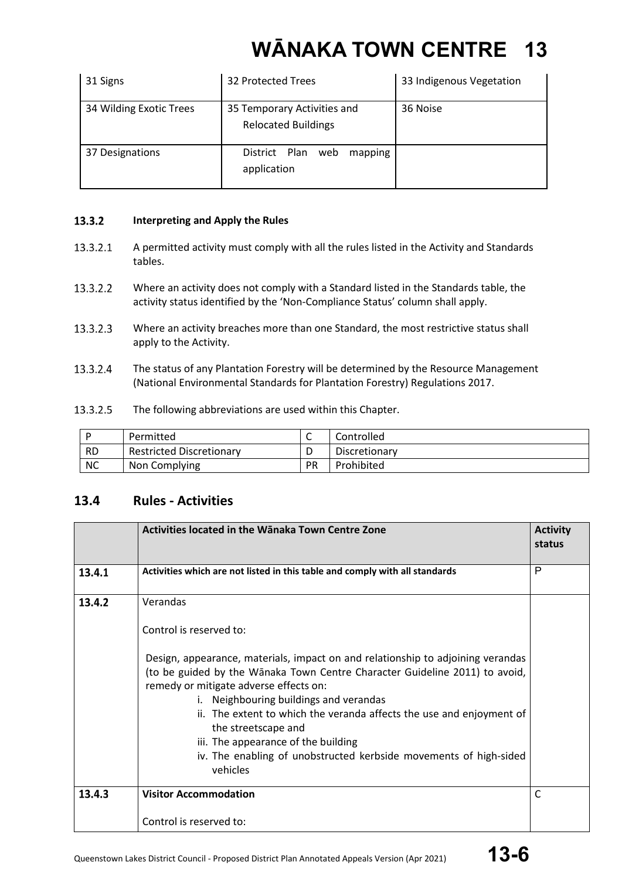| 31 Signs | 32 Protected Trees | 33 Indigenous Vegetation |
|---|---|---|
| 34 Wilding Exotic Trees | 35 Temporary Activities and Relocated Buildings | 36 Noise |
| 37 Designations | District Plan web mapping application | |

### 13.3.2 Interpreting and Apply the Rules

13.3.2.1 A permitted activity must comply with all the rules listed in the Activity and Standards tables.

13.3.2.2 Where an activity does not comply with a Standard listed in the Standards table, the activity status identified by the 'Non-Compliance Status' column shall apply.

13.3.2.3 Where an activity breaches more than one Standard, the most restrictive status shall apply to the Activity.

13.3.2.4 The status of any Plantation Forestry will be determined by the Resource Management (National Environmental Standards for Plantation Forestry) Regulations 2017.

13.3.2.5 The following abbreviations are used within this Chapter.

| P | Permitted | C | Controlled |
|---|---|---|---|
| RD | Restricted Discretionary | D | Discretionary |
| NC | Non Complying | PR | Prohibited |

## 13.4 Rules - Activities

| | Activities located in the Wānaka Town Centre Zone | Activity status |
|---|---|---|
| 13.4.1 | **Activities which are not listed in this table and comply with all standards** | P |
| 13.4.2 | Verandas<br><br>Control is reserved to:<br><br>Design, appearance, materials, impact on and relationship to adjoining verandas (to be guided by the Wānaka Town Centre Character Guideline 2011) to avoid, remedy or mitigate adverse effects on:<br>i. Neighbouring buildings and verandas<br>ii. The extent to which the veranda affects the use and enjoyment of the streetscape and<br>iii. The appearance of the building<br>iv. The enabling of unobstructed kerbside movements of high-sided vehicles | |
| 13.4.3 | **Visitor Accommodation**<br><br>Control is reserved to: | C |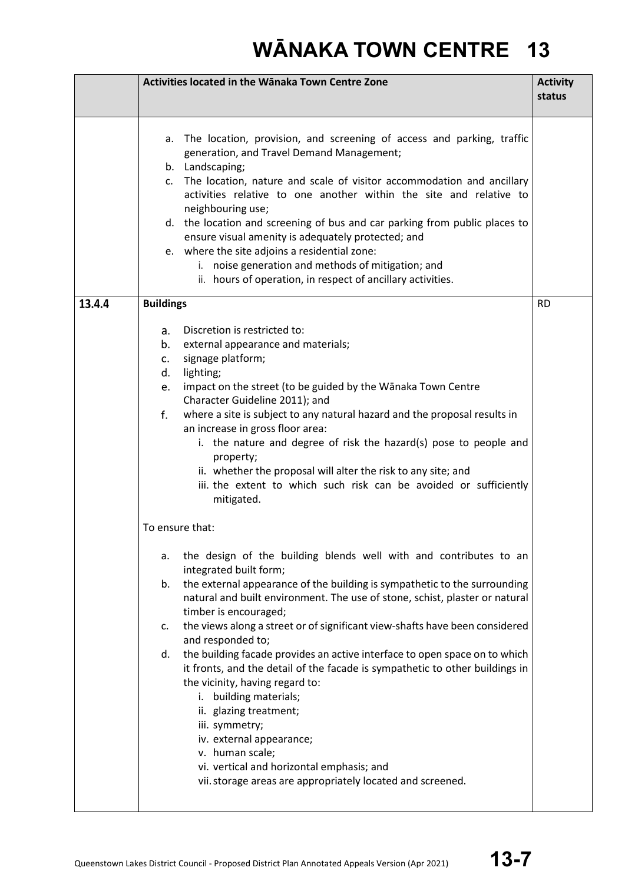# WĀNAKA TOWN CENTRE 13

| | Activities located in the Wānaka Town Centre Zone | Activity status |
|---|---|---|
| | a. The location, provision, and screening of access and parking, traffic generation, and Travel Demand Management;<br>b. Landscaping;<br>c. The location, nature and scale of visitor accommodation and ancillary activities relative to one another within the site and relative to neighbouring use;<br>d. the location and screening of bus and car parking from public places to ensure visual amenity is adequately protected; and<br>e. where the site adjoins a residential zone:<br>i. noise generation and methods of mitigation; and<br>ii. hours of operation, in respect of ancillary activities. | |
| 13.4.4 | **Buildings**<br><br>a. Discretion is restricted to:<br>b. external appearance and materials;<br>c. signage platform;<br>d. lighting;<br>e. impact on the street (to be guided by the Wānaka Town Centre Character Guideline 2011); and<br>f. where a site is subject to any natural hazard and the proposal results in an increase in gross floor area:<br>i. the nature and degree of risk the hazard(s) pose to people and property;<br>ii. whether the proposal will alter the risk to any site; and<br>iii. the extent to which such risk can be avoided or sufficiently mitigated.<br><br>To ensure that:<br><br>a. the design of the building blends well with and contributes to an integrated built form;<br>b. the external appearance of the building is sympathetic to the surrounding natural and built environment. The use of stone, schist, plaster or natural timber is encouraged;<br>c. the views along a street or of significant view-shafts have been considered and responded to;<br>d. the building facade provides an active interface to open space on to which it fronts, and the detail of the facade is sympathetic to other buildings in the vicinity, having regard to:<br>i. building materials;<br>ii. glazing treatment;<br>iii. symmetry;<br>iv. external appearance;<br>v. human scale;<br>vi. vertical and horizontal emphasis; and<br>vii. storage areas are appropriately located and screened. | RD |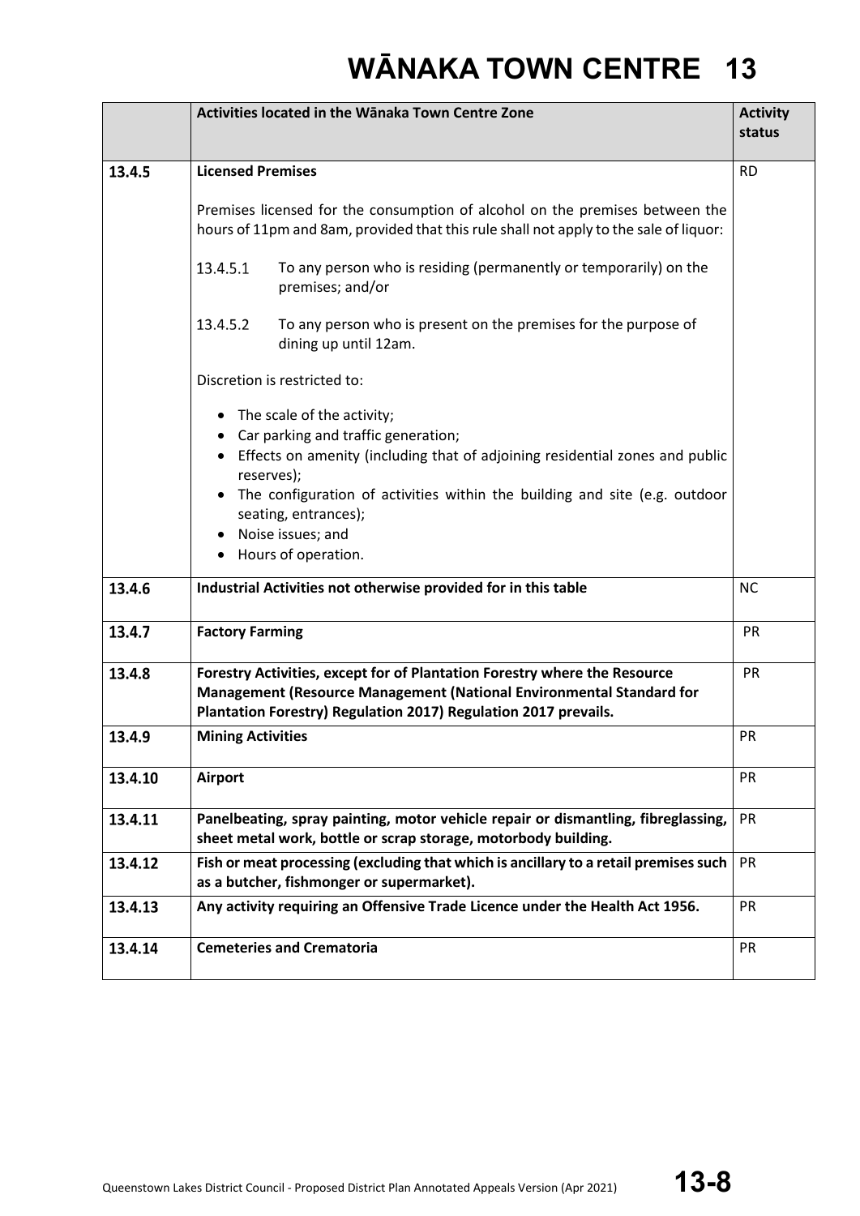# WĀNAKA TOWN CENTRE 13

| | Activities located in the Wānaka Town Centre Zone | Activity status |
|---|---|---|
| **13.4.5** | **Licensed Premises**<br><br>Premises licensed for the consumption of alcohol on the premises between the hours of 11pm and 8am, provided that this rule shall not apply to the sale of liquor:<br><br>13.4.5.1 To any person who is residing (permanently or temporarily) on the premises; and/or<br><br>13.4.5.2 To any person who is present on the premises for the purpose of dining up until 12am.<br><br>Discretion is restricted to:<br><br>• The scale of the activity;<br>• Car parking and traffic generation;<br>• Effects on amenity (including that of adjoining residential zones and public reserves);<br>• The configuration of activities within the building and site (e.g. outdoor seating, entrances);<br>• Noise issues; and<br>• Hours of operation. | RD |
| **13.4.6** | **Industrial Activities not otherwise provided for in this table** | NC |
| **13.4.7** | **Factory Farming** | PR |
| **13.4.8** | **Forestry Activities, except for of Plantation Forestry where the Resource Management (Resource Management (National Environmental Standard for Plantation Forestry) Regulation 2017) Regulation 2017 prevails.** | PR |
| **13.4.9** | **Mining Activities** | PR |
| **13.4.10** | **Airport** | PR |
| **13.4.11** | **Panelbeating, spray painting, motor vehicle repair or dismantling, fibreglassing, sheet metal work, bottle or scrap storage, motorbody building.** | PR |
| **13.4.12** | **Fish or meat processing (excluding that which is ancillary to a retail premises such as a butcher, fishmonger or supermarket).** | PR |
| **13.4.13** | **Any activity requiring an Offensive Trade Licence under the Health Act 1956.** | PR |
| **13.4.14** | **Cemeteries and Crematoria** | PR |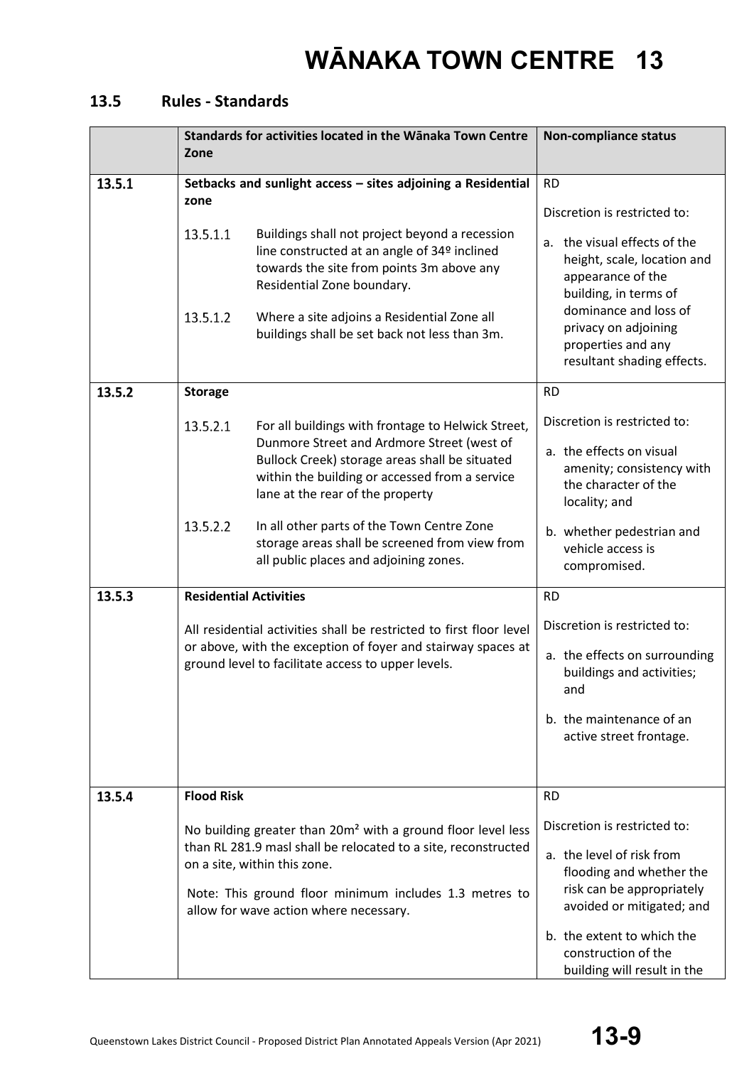# WĀNAKA TOWN CENTRE 13

## 13.5 Rules - Standards

| | Standards for activities located in the Wānaka Town Centre Zone | Non-compliance status |
|---|---|---|
| **13.5.1** | **Setbacks and sunlight access – sites adjoining a Residential zone**<br><br>13.5.1.1 Buildings shall not project beyond a recession line constructed at an angle of 34º inclined towards the site from points 3m above any Residential Zone boundary.<br><br>13.5.1.2 Where a site adjoins a Residential Zone all buildings shall be set back not less than 3m. | RD<br><br>Discretion is restricted to:<br><br>a. the visual effects of the height, scale, location and appearance of the building, in terms of dominance and loss of privacy on adjoining properties and any resultant shading effects. |
| **13.5.2** | **Storage**<br><br>13.5.2.1 For all buildings with frontage to Helwick Street, Dunmore Street and Ardmore Street (west of Bullock Creek) storage areas shall be situated within the building or accessed from a service lane at the rear of the property<br><br>13.5.2.2 In all other parts of the Town Centre Zone storage areas shall be screened from view from all public places and adjoining zones. | RD<br><br>Discretion is restricted to:<br><br>a. the effects on visual amenity; consistency with the character of the locality; and<br><br>b. whether pedestrian and vehicle access is compromised. |
| **13.5.3** | **Residential Activities**<br><br>All residential activities shall be restricted to first floor level or above, with the exception of foyer and stairway spaces at ground level to facilitate access to upper levels. | RD<br><br>Discretion is restricted to:<br><br>a. the effects on surrounding buildings and activities; and<br><br>b. the maintenance of an active street frontage. |
| **13.5.4** | **Flood Risk**<br><br>No building greater than $20m^2$ with a ground floor level less than RL 281.9 masl shall be relocated to a site, reconstructed on a site, within this zone.<br><br>Note: This ground floor minimum includes 1.3 metres to allow for wave action where necessary. | RD<br><br>Discretion is restricted to:<br><br>a. the level of risk from flooding and whether the risk can be appropriately avoided or mitigated; and<br><br>b. the extent to which the construction of the building will result in the |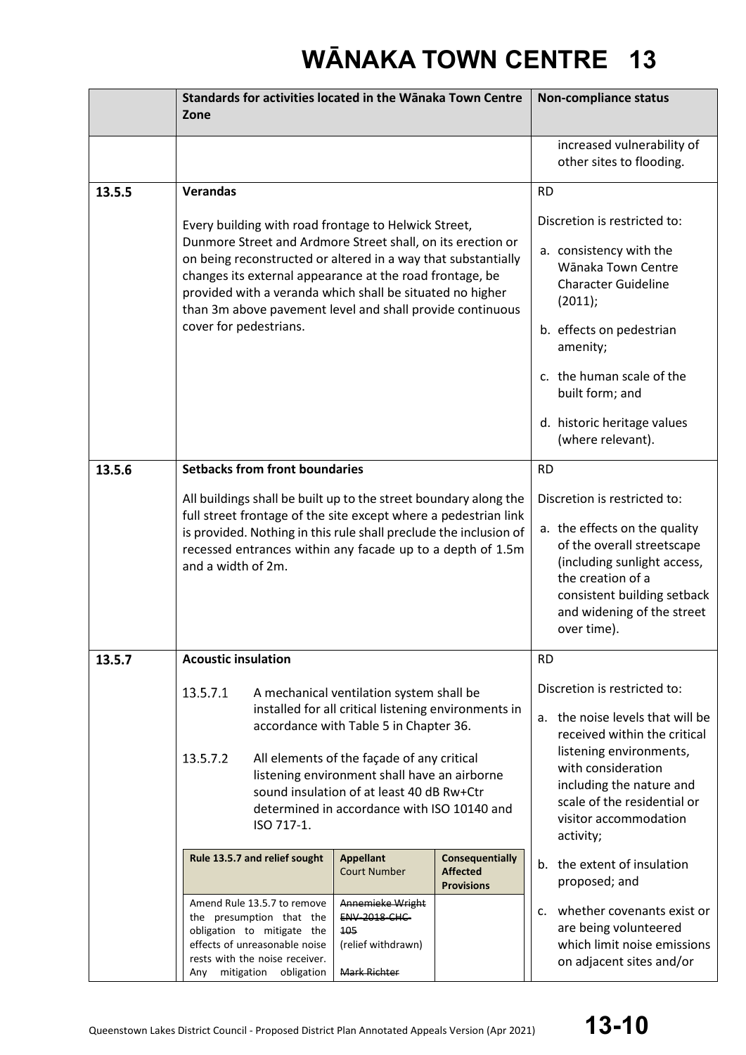# WĀNAKA TOWN CENTRE 13

| | Standards for activities located in the Wānaka Town Centre Zone | Non-compliance status |
|---|---|---|
| | | increased vulnerability of other sites to flooding. |
| 13.5.5 | **Verandas**<br><br>Every building with road frontage to Helwick Street, Dunmore Street and Ardmore Street shall, on its erection or on being reconstructed or altered in a way that substantially changes its external appearance at the road frontage, be provided with a veranda which shall be situated no higher than 3m above pavement level and shall provide continuous cover for pedestrians. | RD<br><br>Discretion is restricted to:<br><br>a. consistency with the Wānaka Town Centre Character Guideline (2011);<br><br>b. effects on pedestrian amenity;<br><br>c. the human scale of the built form; and<br><br>d. historic heritage values (where relevant). |
| 13.5.6 | **Setbacks from front boundaries**<br><br>All buildings shall be built up to the street boundary along the full street frontage of the site except where a pedestrian link is provided. Nothing in this rule shall preclude the inclusion of recessed entrances within any facade up to a depth of 1.5m and a width of 2m. | RD<br><br>Discretion is restricted to:<br><br>a. the effects on the quality of the overall streetscape (including sunlight access, the creation of a consistent building setback and widening of the street over time). |
| 13.5.7 | **Acoustic insulation**<br><br>13.5.7.1 A mechanical ventilation system shall be installed for all critical listening environments in accordance with Table 5 in Chapter 36.<br><br>13.5.7.2 All elements of the façade of any critical listening environment shall have an airborne sound insulation of at least 40 dB Rw+Ctr determined in accordance with ISO 10140 and ISO 717-1. | RD<br><br>Discretion is restricted to:<br><br>a. the noise levels that will be received within the critical listening environments, with consideration including the nature and scale of the residential or visitor accommodation activity;<br><br>b. the extent of insulation proposed; and<br><br>c. whether covenants exist or are being volunteered which limit noise emissions on adjacent sites and/or |

| Rule 13.5.7 and relief sought | Appellant<br>Court Number | Consequentially Affected Provisions |
|---|---|---|
| Amend Rule 13.5.7 to remove the presumption that the obligation to mitigate the effects of unreasonable noise rests with the noise receiver. Any mitigation obligation | ~~Annemieke Wright~~<br>~~ENV-2018-CHC-105~~<br>(relief withdrawn)<br><br>~~Mark Richter~~ | |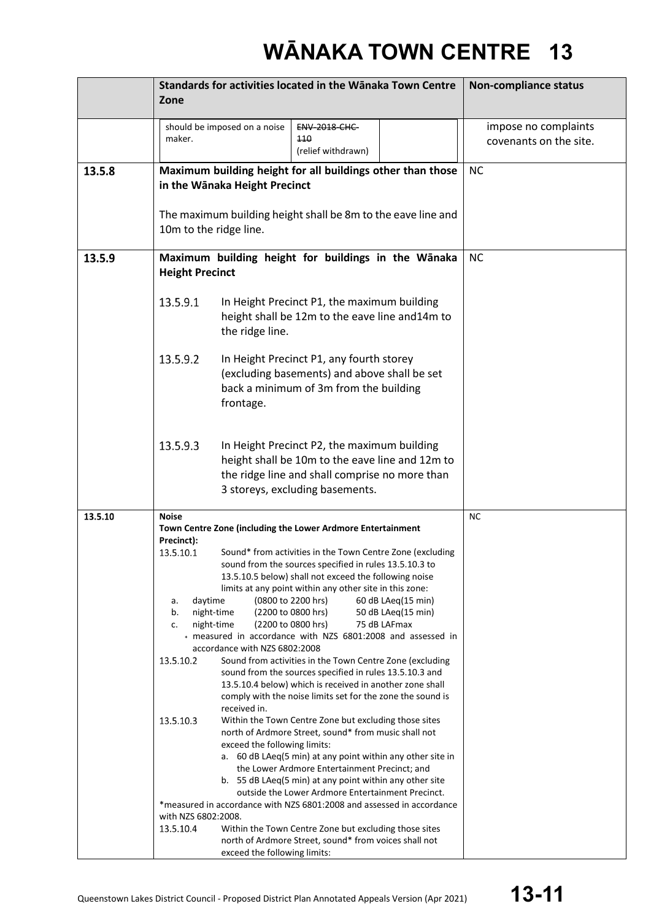# WĀNAKA TOWN CENTRE 13

| | Standards for activities located in the Wānaka Town Centre Zone | Non-compliance status |
|---|---|---|
| | should be imposed on a noise maker. ~~ENV-2018-CHC-110~~ (relief withdrawn) | impose no complaints covenants on the site. |
| 13.5.8 | **Maximum building height for all buildings other than those in the Wānaka Height Precinct**<br><br>The maximum building height shall be 8m to the eave line and 10m to the ridge line. | NC |
| 13.5.9 | **Maximum building height for buildings in the Wānaka Height Precinct**<br><br>13.5.9.1 In Height Precinct P1, the maximum building height shall be 12m to the eave line and14m to the ridge line.<br><br>13.5.9.2 In Height Precinct P1, any fourth storey (excluding basements) and above shall be set back a minimum of 3m from the building frontage.<br><br>13.5.9.3 In Height Precinct P2, the maximum building height shall be 10m to the eave line and 12m to the ridge line and shall comprise no more than 3 storeys, excluding basements. | NC |
| 13.5.10 | **Noise**<br>**Town Centre Zone (including the Lower Ardmore Entertainment Precinct):**<br>13.5.10.1 Sound* from activities in the Town Centre Zone (excluding sound from the sources specified in rules 13.5.10.3 to 13.5.10.5 below) shall not exceed the following noise limits at any point within any other site in this zone:<br>a. daytime (0800 to 2200 hrs) 60 dB LAeq(15 min)<br>b. night-time (2200 to 0800 hrs) 50 dB LAeq(15 min)<br>c. night-time (2200 to 0800 hrs) 75 dB LAFmax<br>* measured in accordance with NZS 6801:2008 and assessed in accordance with NZS 6802:2008<br>13.5.10.2 Sound from activities in the Town Centre Zone (excluding sound from the sources specified in rules 13.5.10.3 and 13.5.10.4 below) which is received in another zone shall comply with the noise limits set for the zone the sound is received in.<br>13.5.10.3 Within the Town Centre Zone but excluding those sites north of Ardmore Street, sound* from music shall not exceed the following limits:<br>a. 60 dB LAeq(5 min) at any point within any other site in the Lower Ardmore Entertainment Precinct; and<br>b. 55 dB LAeq(5 min) at any point within any other site outside the Lower Ardmore Entertainment Precinct.<br>*measured in accordance with NZS 6801:2008 and assessed in accordance with NZS 6802:2008.<br>13.5.10.4 Within the Town Centre Zone but excluding those sites north of Ardmore Street, sound* from voices shall not exceed the following limits: | NC |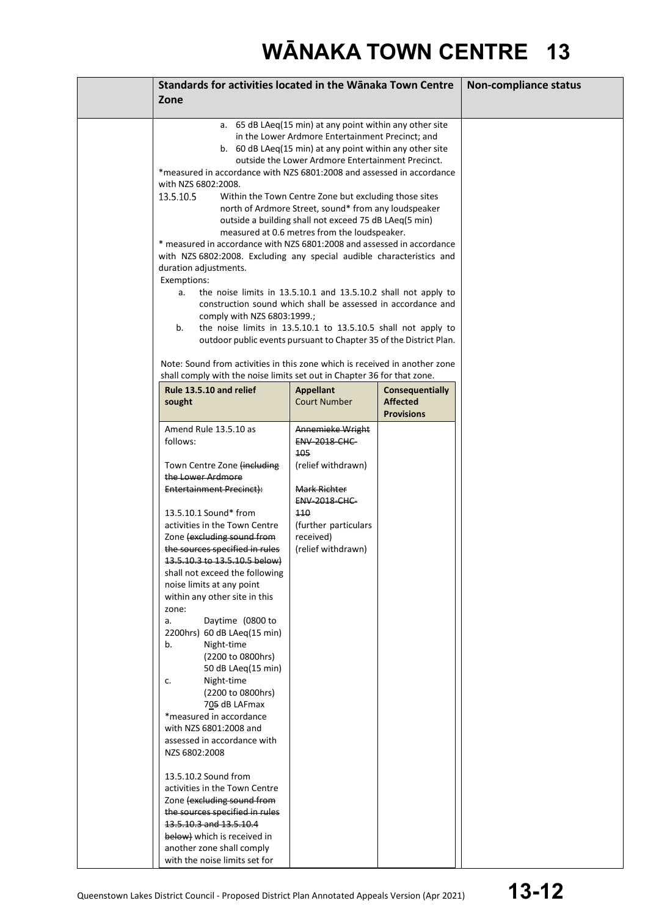# WĀNAKA TOWN CENTRE 13

| | Standards for activities located in the Wānaka Town Centre Zone | Non-compliance status |
|---|---|---|
| | a. 65 dB LAeq(15 min) at any point within any other site in the Lower Ardmore Entertainment Precinct; and<br>b. 60 dB LAeq(15 min) at any point within any other site outside the Lower Ardmore Entertainment Precinct.<br>*measured in accordance with NZS 6801:2008 and assessed in accordance with NZS 6802:2008.<br>13.5.10.5 Within the Town Centre Zone but excluding those sites north of Ardmore Street, sound* from any loudspeaker outside a building shall not exceed 75 dB LAeq(5 min) measured at 0.6 metres from the loudspeaker.<br>* measured in accordance with NZS 6801:2008 and assessed in accordance with NZS 6802:2008. Excluding any special audible characteristics and duration adjustments.<br>Exemptions:<br>a. the noise limits in 13.5.10.1 and 13.5.10.2 shall not apply to construction sound which shall be assessed in accordance and comply with NZS 6803:1999.;<br>b. the noise limits in 13.5.10.1 to 13.5.10.5 shall not apply to outdoor public events pursuant to Chapter 35 of the District Plan.<br><br>Note: Sound from activities in this zone which is received in another zone shall comply with the noise limits set out in Chapter 36 for that zone. | |

| Rule 13.5.10 and relief sought | Appellant Court Number | Consequentially Affected Provisions |
|---|---|---|
| Amend Rule 13.5.10 as follows:<br><br>Town Centre Zone ~~(including the Lower Ardmore Entertainment Precinct)~~:<br><br>13.5.10.1 Sound* from activities in the Town Centre Zone ~~(excluding sound from the sources specified in rules 13.5.10.3 to 13.5.10.5 below)~~ shall not exceed the following noise limits at any point within any other site in this zone:<br>a. Daytime (0800 to 2200hrs) 60 dB LAeq(15 min)<br>b. Night-time (2200 to 0800hrs) 50 dB LAeq(15 min)<br>c. Night-time (2200 to 0800hrs) 7<u>0</u>~~5~~ dB LAFmax<br>*measured in accordance with NZS 6801:2008 and assessed in accordance with NZS 6802:2008<br><br>13.5.10.2 Sound from activities in the Town Centre Zone ~~(excluding sound from the sources specified in rules 13.5.10.3 and 13.5.10.4 below)~~ which is received in another zone shall comply with the noise limits set for | ~~Annemieke Wright ENV-2018-CHC-105~~ (relief withdrawn)<br><br>~~Mark Richter ENV-2018-CHC-110~~ (further particulars received) (relief withdrawn) | |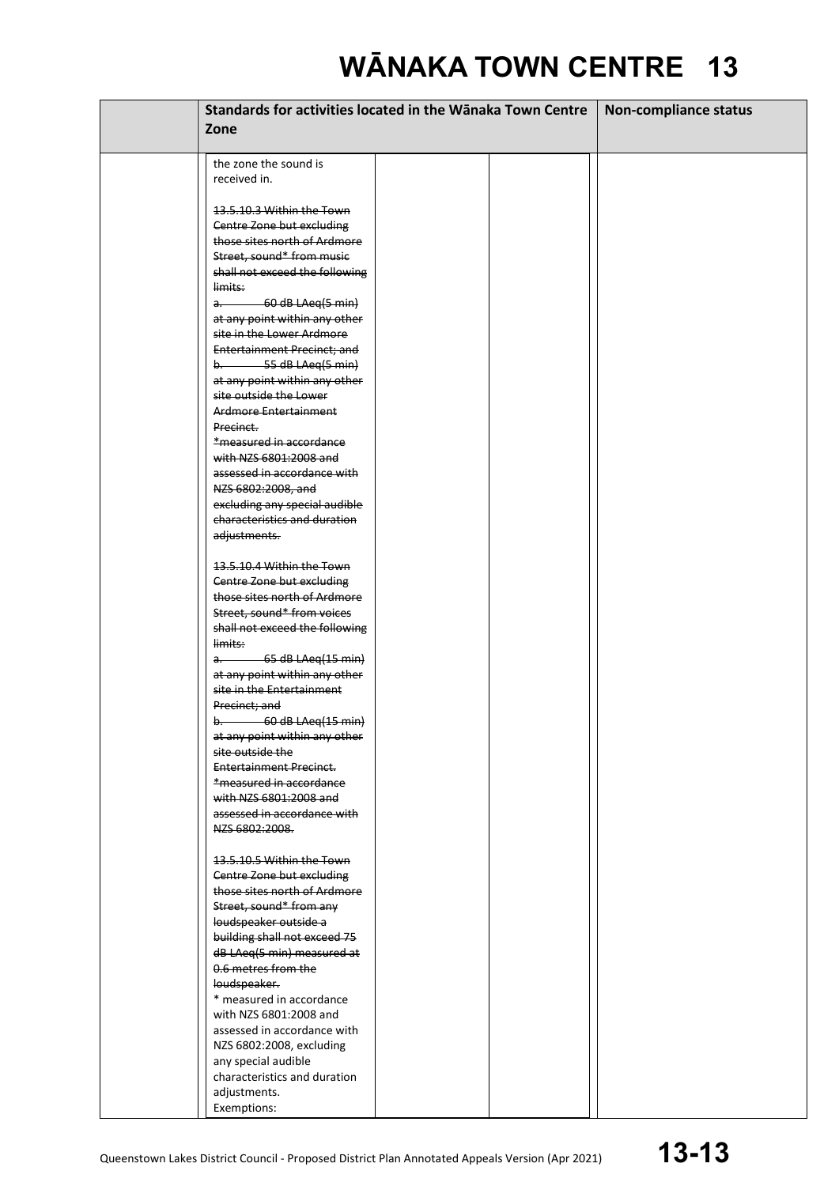| | Standards for activities located in the Wānaka Town Centre Zone | | | Non-compliance status |
|---|---|---|---|---|
| | the zone the sound is received in.<br><br>~~13.5.10.3 Within the Town Centre Zone but excluding those sites north of Ardmore Street, sound* from music shall not exceed the following limits:~~<br>~~a. 60 dB LAeq(5 min) at any point within any other site in the Lower Ardmore Entertainment Precinct; and~~<br>~~b. 55 dB LAeq(5 min) at any point within any other site outside the Lower Ardmore Entertainment Precinct.~~<br>~~*measured in accordance with NZS 6801:2008 and assessed in accordance with NZS 6802:2008, and excluding any special audible characteristics and duration adjustments.~~<br><br>~~13.5.10.4 Within the Town Centre Zone but excluding those sites north of Ardmore Street, sound* from voices shall not exceed the following limits:~~<br>~~a. 65 dB LAeq(15 min) at any point within any other site in the Entertainment Precinct; and~~<br>~~b. 60 dB LAeq(15 min) at any point within any other site outside the Entertainment Precinct.~~<br>~~*measured in accordance with NZS 6801:2008 and assessed in accordance with NZS 6802:2008.~~<br><br>~~13.5.10.5 Within the Town Centre Zone but excluding those sites north of Ardmore Street, sound* from any loudspeaker outside a building shall not exceed 75 dB LAeq(5 min) measured at 0.6 metres from the loudspeaker.~~<br>* measured in accordance with NZS 6801:2008 and assessed in accordance with NZS 6802:2008, excluding any special audible characteristics and duration adjustments.<br>Exemptions: | | | |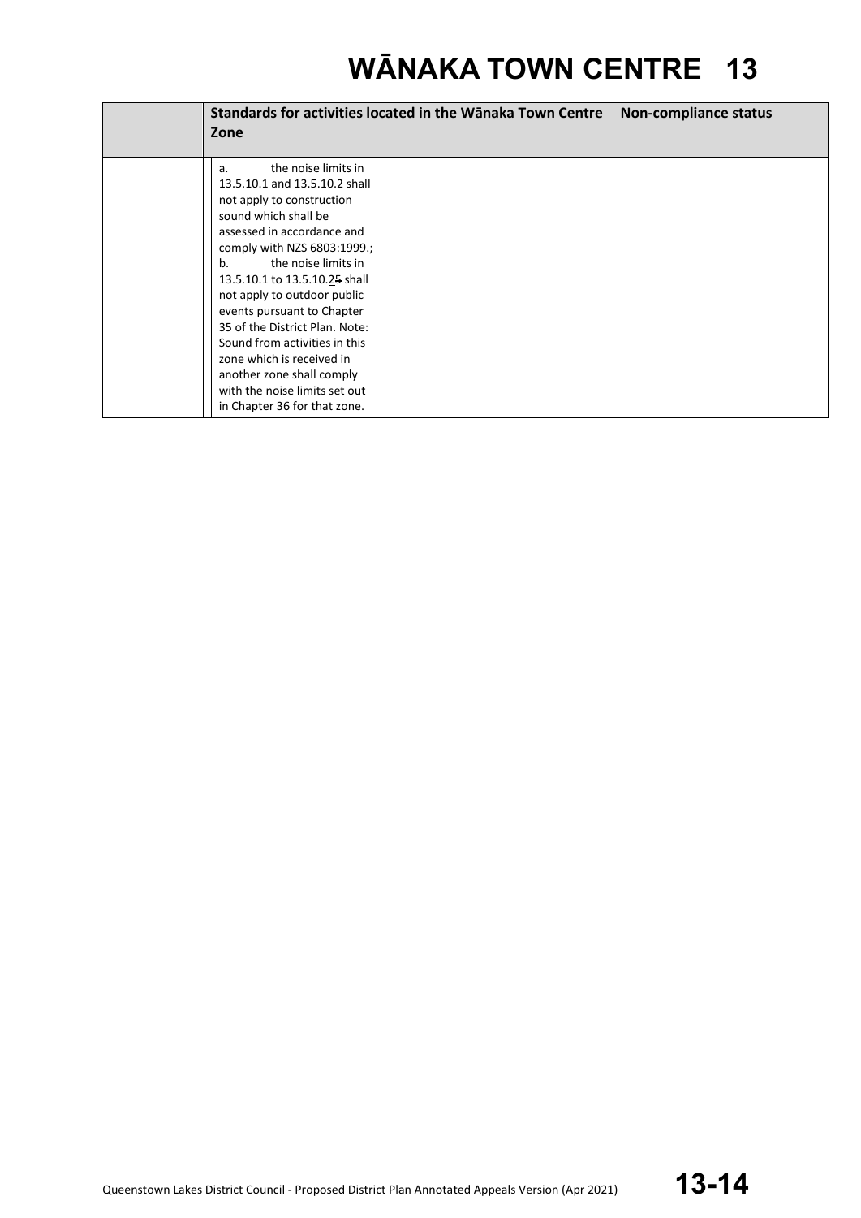| | Standards for activities located in the Wānaka Town Centre Zone | Non-compliance status |
|---|---|---|
| | a. the noise limits in 13.5.10.1 and 13.5.10.2 shall not apply to construction sound which shall be assessed in accordance and comply with NZS 6803:1999.;<br>b. the noise limits in 13.5.10.1 to 13.5.10.25 shall not apply to outdoor public events pursuant to Chapter 35 of the District Plan. Note: Sound from activities in this zone which is received in another zone shall comply with the noise limits set out in Chapter 36 for that zone. | |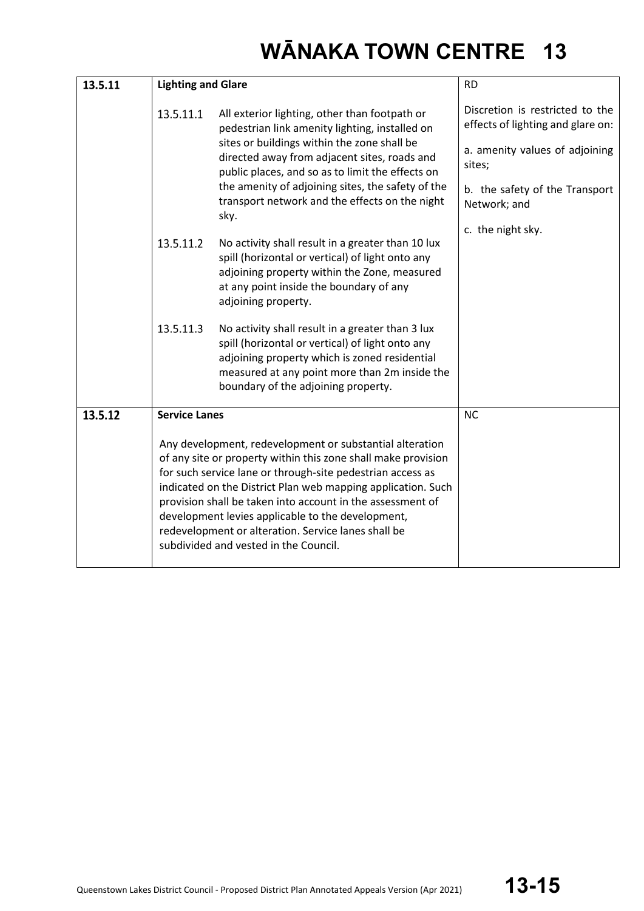| | | |
|---|---|---|
| **13.5.11** | **Lighting and Glare**<br><br>13.5.11.1 All exterior lighting, other than footpath or pedestrian link amenity lighting, installed on sites or buildings within the zone shall be directed away from adjacent sites, roads and public places, and so as to limit the effects on the amenity of adjoining sites, the safety of the transport network and the effects on the night sky.<br><br>13.5.11.2 No activity shall result in a greater than 10 lux spill (horizontal or vertical) of light onto any adjoining property within the Zone, measured at any point inside the boundary of any adjoining property.<br><br>13.5.11.3 No activity shall result in a greater than 3 lux spill (horizontal or vertical) of light onto any adjoining property which is zoned residential measured at any point more than 2m inside the boundary of the adjoining property. | RD<br><br>Discretion is restricted to the effects of lighting and glare on:<br><br>a. amenity values of adjoining sites;<br><br>b. the safety of the Transport Network; and<br><br>c. the night sky. |
| **13.5.12** | **Service Lanes**<br><br>Any development, redevelopment or substantial alteration of any site or property within this zone shall make provision for such service lane or through-site pedestrian access as indicated on the District Plan web mapping application. Such provision shall be taken into account in the assessment of development levies applicable to the development, redevelopment or alteration. Service lanes shall be subdivided and vested in the Council. | NC |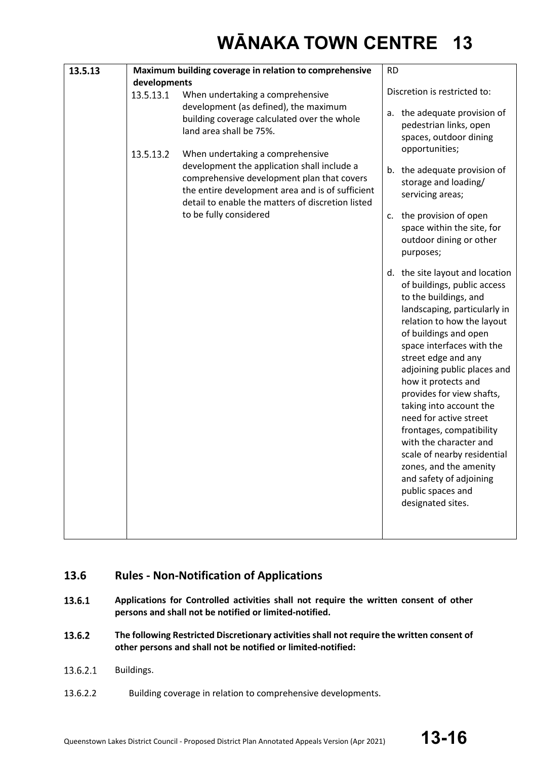| 13.5.13 | **Maximum building coverage in relation to comprehensive developments**<br><br>13.5.13.1 When undertaking a comprehensive development (as defined), the maximum building coverage calculated over the whole land area shall be 75%.<br><br>13.5.13.2 When undertaking a comprehensive development the application shall include a comprehensive development plan that covers the entire development area and is of sufficient detail to enable the matters of discretion listed to be fully considered | RD<br><br>Discretion is restricted to:<br><br>a. the adequate provision of pedestrian links, open spaces, outdoor dining opportunities;<br><br>b. the adequate provision of storage and loading/ servicing areas;<br><br>c. the provision of open space within the site, for outdoor dining or other purposes;<br><br>d. the site layout and location of buildings, public access to the buildings, and landscaping, particularly in relation to how the layout of buildings and open space interfaces with the street edge and any adjoining public places and how it protects and provides for view shafts, taking into account the need for active street frontages, compatibility with the character and scale of nearby residential zones, and the amenity and safety of adjoining public spaces and designated sites. |
|---|---|---|

## 13.6 Rules - Non-Notification of Applications

**13.6.1** **Applications for Controlled activities shall not require the written consent of other persons and shall not be notified or limited-notified.**

**13.6.2** **The following Restricted Discretionary activities shall not require the written consent of other persons and shall not be notified or limited-notified:**

13.6.2.1 Buildings.

13.6.2.2 Building coverage in relation to comprehensive developments.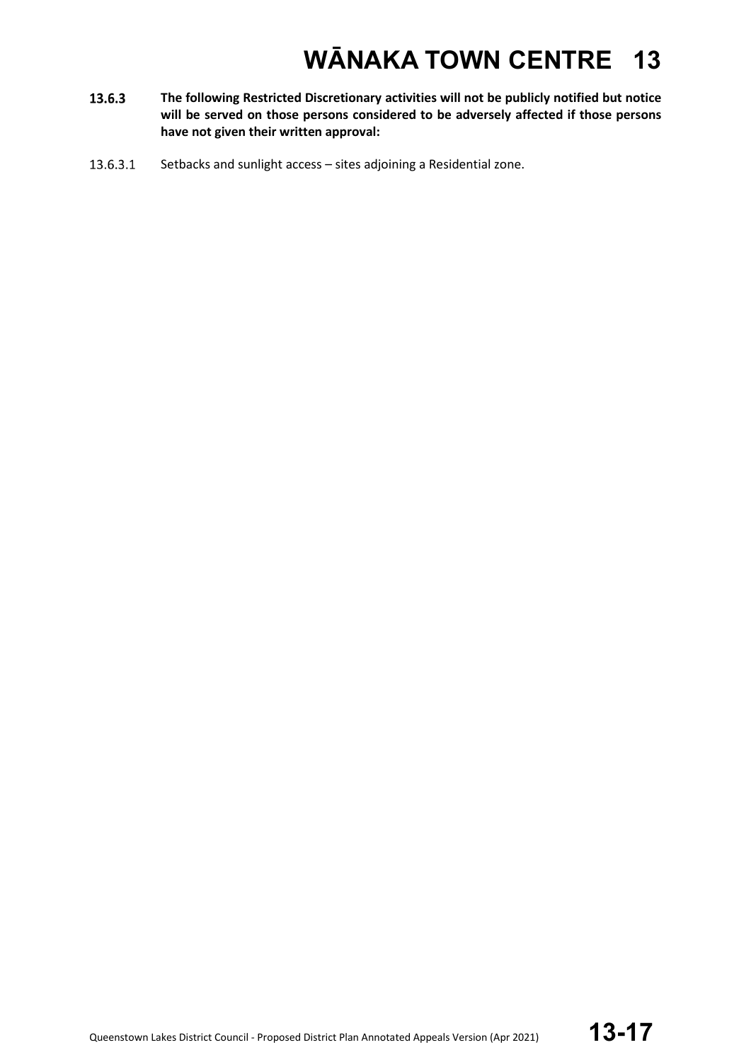**13.6.3 The following Restricted Discretionary activities will not be publicly notified but notice will be served on those persons considered to be adversely affected if those persons have not given their written approval:**

13.6.3.1 Setbacks and sunlight access – sites adjoining a Residential zone.